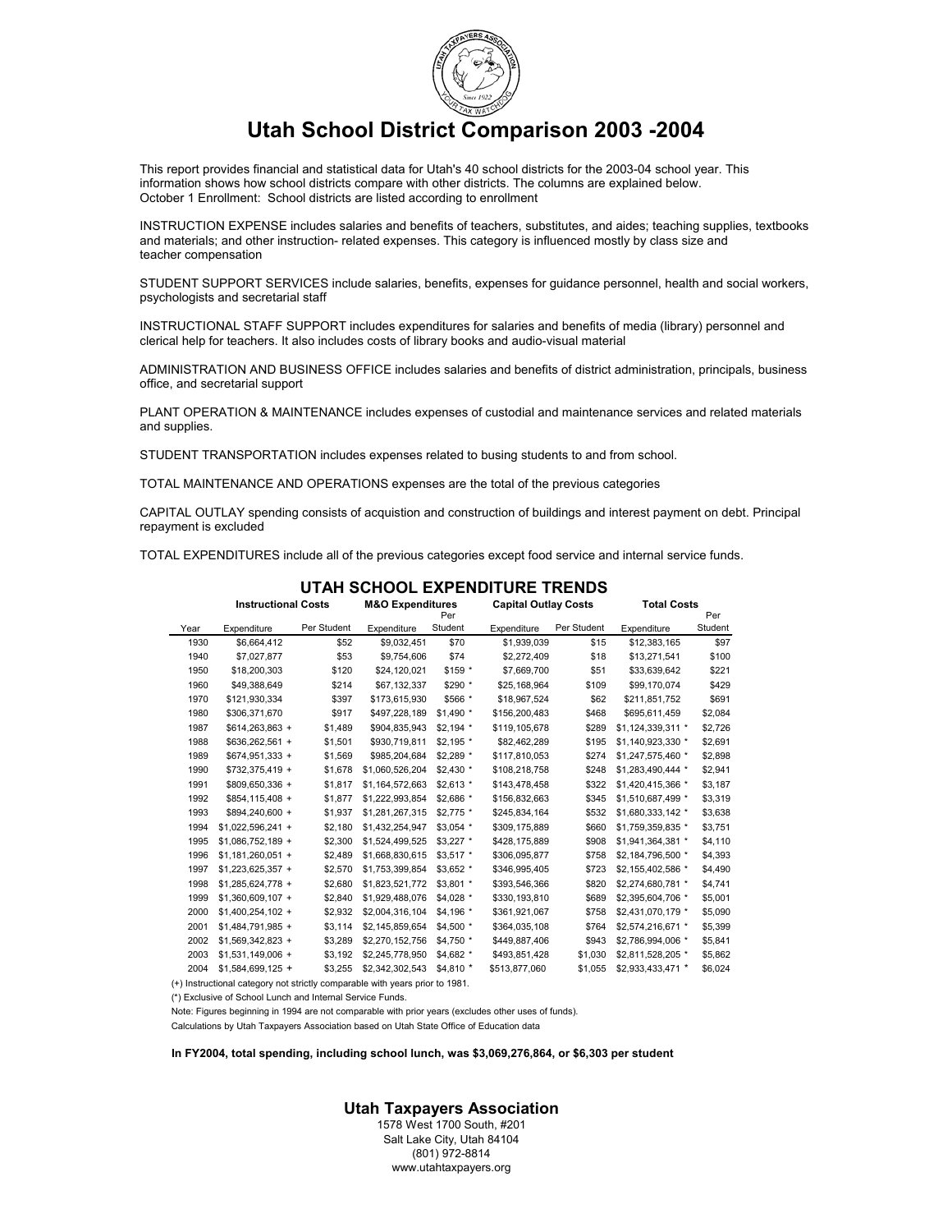# Utah School District Comparison 2003 -2004

This report provides financial and statistical data for Utah's 40 school districts for the 2003-04 school year. This information shows how school districts compare with other districts. The columns are explained below.
October 1 Enrollment: School districts are listed according to enrollment

INSTRUCTION EXPENSE includes salaries and benefits of teachers, substitutes, and aides; teaching supplies, textbooks and materials; and other instruction- related expenses. This category is influenced mostly by class size and teacher compensation

STUDENT SUPPORT SERVICES include salaries, benefits, expenses for guidance personnel, health and social workers, psychologists and secretarial staff

INSTRUCTIONAL STAFF SUPPORT includes expenditures for salaries and benefits of media (library) personnel and clerical help for teachers. It also includes costs of library books and audio-visual material

ADMINISTRATION AND BUSINESS OFFICE includes salaries and benefits of district administration, principals, business office, and secretarial support

PLANT OPERATION & MAINTENANCE includes expenses of custodial and maintenance services and related materials and supplies.

STUDENT TRANSPORTATION includes expenses related to busing students to and from school.

TOTAL MAINTENANCE AND OPERATIONS expenses are the total of the previous categories

CAPITAL OUTLAY spending consists of acquistion and construction of buildings and interest payment on debt. Principal repayment is excluded

TOTAL EXPENDITURES include all of the previous categories except food service and internal service funds.

## UTAH SCHOOL EXPENDITURE TRENDS

| | Instructional Costs | | M&O Expenditures | | Capital Outlay Costs | | Total Costs | |
|---|---|---|---|---|---|---|---|---|
| Year | Expenditure | Per Student | Expenditure | Per Student | Expenditure | Per Student | Expenditure | Per Student |
| 1930 | $6,664,412 | $52 | $9,032,451 | $70 | $1,939,039 | $15 | $12,383,165 | $97 |
| 1940 | $7,027,877 | $53 | $9,754,606 | $74 | $2,272,409 | $18 | $13,271,541 | $100 |
| 1950 | $18,200,303 | $120 | $24,120,021 | $159 * | $7,669,700 | $51 | $33,639,642 | $221 |
| 1960 | $49,388,649 | $214 | $67,132,337 | $290 * | $25,168,964 | $109 | $99,170,074 | $429 |
| 1970 | $121,930,334 | $397 | $173,615,930 | $566 * | $18,967,524 | $62 | $211,851,752 | $691 |
| 1980 | $306,371,670 | $917 | $497,228,189 | $1,490 * | $156,200,483 | $468 | $695,611,459 | $2,084 |
| 1987 | $614,263,863 + | $1,489 | $904,835,943 | $2,194 * | $119,105,678 | $289 | $1,124,339,311 * | $2,726 |
| 1988 | $636,262,561 + | $1,501 | $930,719,811 | $2,195 * | $82,462,289 | $195 | $1,140,923,330 * | $2,691 |
| 1989 | $674,951,333 + | $1,569 | $985,204,684 | $2,289 * | $117,810,053 | $274 | $1,247,575,460 * | $2,898 |
| 1990 | $732,375,419 + | $1,678 | $1,060,526,204 | $2,430 * | $108,218,758 | $248 | $1,283,490,444 * | $2,941 |
| 1991 | $809,650,336 + | $1,817 | $1,164,572,663 | $2,613 * | $143,478,458 | $322 | $1,420,415,366 * | $3,187 |
| 1992 | $854,115,408 + | $1,877 | $1,222,993,854 | $2,686 * | $156,832,663 | $345 | $1,510,687,499 * | $3,319 |
| 1993 | $894,240,600 + | $1,937 | $1,281,267,315 | $2,775 * | $245,834,164 | $532 | $1,680,333,142 * | $3,638 |
| 1994 | $1,022,596,241 + | $2,180 | $1,432,254,947 | $3,054 * | $309,175,889 | $660 | $1,759,359,835 * | $3,751 |
| 1995 | $1,086,752,189 + | $2,300 | $1,524,499,525 | $3,227 * | $428,175,889 | $908 | $1,941,364,381 * | $4,110 |
| 1996 | $1,181,260,051 + | $2,489 | $1,668,830,615 | $3,517 * | $306,095,877 | $758 | $2,184,796,500 * | $4,393 |
| 1997 | $1,223,625,357 + | $2,570 | $1,753,399,854 | $3,652 * | $346,995,405 | $723 | $2,155,402,586 * | $4,490 |
| 1998 | $1,285,624,778 + | $2,680 | $1,823,521,772 | $3,801 * | $393,546,366 | $820 | $2,274,680,781 * | $4,741 |
| 1999 | $1,360,609,107 + | $2,840 | $1,929,488,076 | $4,028 * | $330,193,810 | $689 | $2,395,604,706 * | $5,001 |
| 2000 | $1,400,254,102 + | $2,932 | $2,004,316,104 | $4,196 * | $361,921,067 | $758 | $2,431,070,179 * | $5,090 |
| 2001 | $1,484,791,985 + | $3,114 | $2,145,859,654 | $4,500 * | $364,035,108 | $764 | $2,574,216,671 * | $5,399 |
| 2002 | $1,569,342,823 + | $3,289 | $2,270,152,756 | $4,750 * | $449,887,406 | $943 | $2,786,994,006 * | $5,841 |
| 2003 | $1,531,149,006 + | $3,192 | $2,245,778,950 | $4,682 * | $493,851,428 | $1,030 | $2,811,528,205 * | $5,862 |
| 2004 | $1,584,699,125 + | $3,255 | $2,342,302,543 | $4,810 * | $513,877,060 | $1,055 | $2,933,433,471 * | $6,024 |

(+) Instructional category not strictly comparable with years prior to 1981.

(*) Exclusive of School Lunch and Internal Service Funds.

Note: Figures beginning in 1994 are not comparable with prior years (excludes other uses of funds).

Calculations by Utah Taxpayers Association based on Utah State Office of Education data

**In FY2004, total spending, including school lunch, was $3,069,276,864, or $6,303 per student**

**Utah Taxpayers Association**
1578 West 1700 South, #201
Salt Lake City, Utah 84104
(801) 972-8814
www.utahtaxpayers.org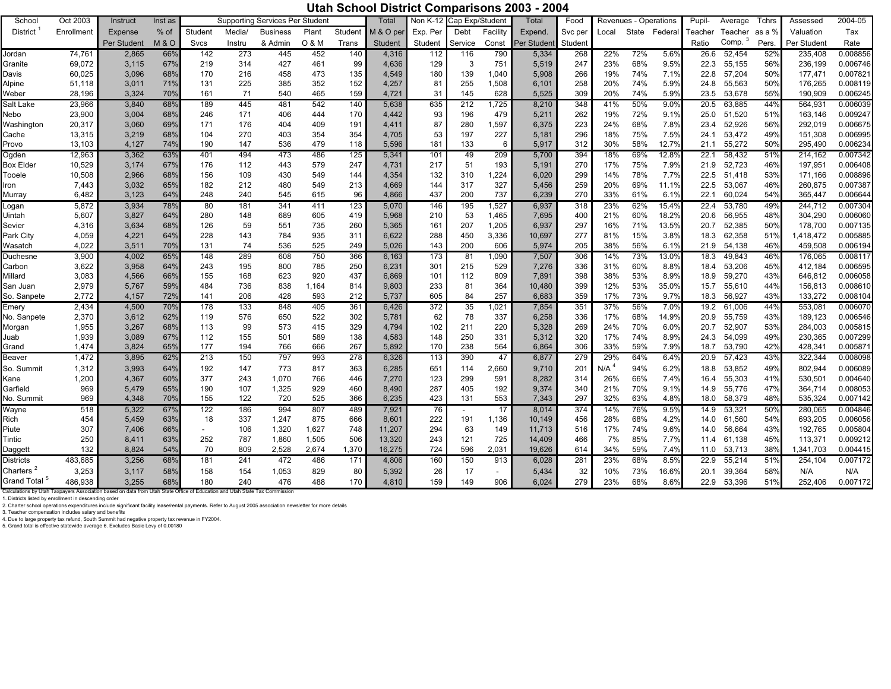# Utah School District Comparisons 2003 - 2004

| School District [1] | Oct 2003 Enrollment | Instruct Expense Per Student | Inst as % of M & O | Supporting Services Per Student: Student Svcs | Media/ Instru | Business & Admin | Plant O & M | Student Trans | Total M & O per Student | Non K-12 Exp. Per Student | Cap Exp/Student: Debt Service | Facility Const | Total Expend. Per Student | Food Svc per Student | Revenues - Operations: Local | State | Federal | Pupil-Teacher Ratio | Average Teacher Comp. [3] | Tchrs as a % Pers. | Assessed Valuation Per Student | 2004-05 Tax Rate |
|---|---|---|---|---|---|---|---|---|---|---|---|---|---|---|---|---|---|---|---|---|---|---|
| Jordan | 74,761 | 2,865 | 66% | 142 | 273 | 445 | 452 | 140 | 4,316 | 112 | 116 | 790 | 5,334 | 268 | 22% | 72% | 5.6% | 26.6 | 52,454 | 52% | 235,408 | 0.008856 |
| Granite | 69,072 | 3,115 | 67% | 219 | 314 | 427 | 461 | 99 | 4,636 | 129 | 3 | 751 | 5,519 | 247 | 23% | 68% | 9.5% | 22.3 | 55,155 | 56% | 236,199 | 0.006746 |
| Davis | 60,025 | 3,096 | 68% | 170 | 216 | 458 | 473 | 135 | 4,549 | 180 | 139 | 1,040 | 5,908 | 266 | 19% | 74% | 7.1% | 22.8 | 57,204 | 50% | 177,471 | 0.007821 |
| Alpine | 51,118 | 3,011 | 71% | 131 | 225 | 385 | 352 | 152 | 4,257 | 81 | 255 | 1,508 | 6,101 | 258 | 20% | 74% | 5.9% | 24.8 | 55,563 | 50% | 176,265 | 0.008119 |
| Weber | 28,196 | 3,324 | 70% | 161 | 71 | 540 | 465 | 159 | 4,721 | 31 | 145 | 628 | 5,525 | 309 | 20% | 74% | 5.9% | 23.5 | 53,678 | 55% | 190,909 | 0.006245 |
| Salt Lake | 23,966 | 3,840 | 68% | 189 | 445 | 481 | 542 | 140 | 5,638 | 635 | 212 | 1,725 | 8,210 | 348 | 41% | 50% | 9.0% | 20.5 | 63,885 | 44% | 564,931 | 0.006039 |
| Nebo | 23,900 | 3,004 | 68% | 246 | 171 | 406 | 444 | 170 | 4,442 | 93 | 196 | 479 | 5,211 | 262 | 19% | 72% | 9.1% | 25.0 | 51,520 | 51% | 163,146 | 0.009247 |
| Washington | 20,317 | 3,060 | 69% | 171 | 176 | 404 | 409 | 191 | 4,411 | 87 | 280 | 1,597 | 6,375 | 223 | 24% | 68% | 7.8% | 23.4 | 52,926 | 56% | 292,019 | 0.006675 |
| Cache | 13,315 | 3,219 | 68% | 104 | 270 | 403 | 354 | 354 | 4,705 | 53 | 197 | 227 | 5,181 | 296 | 18% | 75% | 7.5% | 24.1 | 53,472 | 49% | 151,308 | 0.006995 |
| Provo | 13,103 | 4,127 | 74% | 190 | 147 | 536 | 479 | 118 | 5,596 | 181 | 133 | 6 | 5,917 | 312 | 30% | 58% | 12.7% | 21.1 | 55,272 | 50% | 295,490 | 0.006234 |
| Ogden | 12,963 | 3,362 | 63% | 401 | 494 | 473 | 486 | 125 | 5,341 | 101 | 49 | 209 | 5,700 | 394 | 18% | 69% | 12.8% | 22.1 | 58,432 | 51% | 214,162 | 0.007342 |
| Box Elder | 10,529 | 3,174 | 67% | 176 | 112 | 443 | 579 | 247 | 4,731 | 217 | 51 | 193 | 5,191 | 270 | 17% | 75% | 7.9% | 21.9 | 52,723 | 46% | 197,951 | 0.006408 |
| Tooele | 10,508 | 2,966 | 68% | 156 | 109 | 430 | 549 | 144 | 4,354 | 132 | 310 | 1,224 | 6,020 | 299 | 14% | 78% | 7.7% | 22.5 | 51,418 | 53% | 171,166 | 0.008896 |
| Iron | 7,443 | 3,032 | 65% | 182 | 212 | 480 | 549 | 213 | 4,669 | 144 | 317 | 327 | 5,456 | 259 | 20% | 69% | 11.1% | 22.5 | 53,067 | 46% | 260,875 | 0.007387 |
| Murray | 6,482 | 3,123 | 64% | 248 | 240 | 545 | 615 | 96 | 4,866 | 437 | 200 | 737 | 6,239 | 270 | 33% | 61% | 6.1% | 22.1 | 60,024 | 54% | 365,447 | 0.006644 |
| Logan | 5,872 | 3,934 | 78% | 80 | 181 | 341 | 411 | 123 | 5,070 | 146 | 195 | 1,527 | 6,937 | 318 | 23% | 62% | 15.4% | 22.4 | 53,780 | 49% | 244,712 | 0.007304 |
| Uintah | 5,607 | 3,827 | 64% | 280 | 148 | 689 | 605 | 419 | 5,968 | 210 | 53 | 1,465 | 7,695 | 400 | 21% | 60% | 18.2% | 20.6 | 56,955 | 48% | 304,290 | 0.006060 |
| Sevier | 4,316 | 3,634 | 68% | 126 | 59 | 551 | 735 | 260 | 5,365 | 161 | 207 | 1,205 | 6,937 | 297 | 16% | 71% | 13.5% | 20.7 | 52,385 | 50% | 178,700 | 0.007135 |
| Park City | 4,059 | 4,221 | 64% | 228 | 143 | 784 | 935 | 311 | 6,622 | 288 | 450 | 3,336 | 10,697 | 277 | 81% | 15% | 3.8% | 18.3 | 62,358 | 51% | 1,418,472 | 0.005885 |
| Wasatch | 4,022 | 3,511 | 70% | 131 | 74 | 536 | 525 | 249 | 5,026 | 143 | 200 | 606 | 5,974 | 205 | 38% | 56% | 6.1% | 21.9 | 54,138 | 46% | 459,508 | 0.006194 |
| Duchesne | 3,900 | 4,002 | 65% | 148 | 289 | 608 | 750 | 366 | 6,163 | 173 | 81 | 1,090 | 7,507 | 306 | 14% | 73% | 13.0% | 18.3 | 49,843 | 46% | 176,065 | 0.008117 |
| Carbon | 3,622 | 3,958 | 64% | 243 | 195 | 800 | 785 | 250 | 6,231 | 301 | 215 | 529 | 7,276 | 336 | 31% | 60% | 8.8% | 18.4 | 53,206 | 45% | 412,184 | 0.006595 |
| Millard | 3,083 | 4,566 | 66% | 155 | 168 | 623 | 920 | 437 | 6,869 | 101 | 112 | 809 | 7,891 | 398 | 38% | 53% | 8.9% | 18.9 | 59,270 | 43% | 646,812 | 0.006058 |
| San Juan | 2,979 | 5,767 | 59% | 484 | 736 | 838 | 1,164 | 814 | 9,803 | 233 | 81 | 364 | 10,480 | 399 | 12% | 53% | 35.0% | 15.7 | 55,610 | 44% | 156,813 | 0.008610 |
| So. Sanpete | 2,772 | 4,157 | 72% | 141 | 206 | 428 | 593 | 212 | 5,737 | 605 | 84 | 257 | 6,683 | 359 | 17% | 73% | 9.7% | 18.3 | 56,927 | 43% | 133,272 | 0.008104 |
| Emery | 2,434 | 4,500 | 70% | 178 | 133 | 848 | 405 | 361 | 6,426 | 372 | 35 | 1,021 | 7,854 | 351 | 37% | 56% | 7.0% | 19.2 | 61,006 | 44% | 553,081 | 0.006070 |
| No. Sanpete | 2,370 | 3,612 | 62% | 119 | 576 | 650 | 522 | 302 | 5,781 | 62 | 78 | 337 | 6,258 | 336 | 17% | 68% | 14.9% | 20.9 | 55,759 | 43% | 189,123 | 0.006546 |
| Morgan | 1,955 | 3,267 | 68% | 113 | 99 | 573 | 415 | 329 | 4,794 | 102 | 211 | 220 | 5,328 | 269 | 24% | 70% | 6.0% | 20.7 | 52,907 | 53% | 284,003 | 0.005815 |
| Juab | 1,939 | 3,089 | 67% | 112 | 155 | 501 | 589 | 138 | 4,583 | 148 | 250 | 331 | 5,312 | 320 | 17% | 74% | 8.9% | 24.3 | 54,099 | 49% | 230,365 | 0.007299 |
| Grand | 1,474 | 3,824 | 65% | 177 | 194 | 766 | 666 | 267 | 5,892 | 170 | 238 | 564 | 6,864 | 306 | 33% | 59% | 7.9% | 18.7 | 53,790 | 42% | 428,341 | 0.005871 |
| Beaver | 1,472 | 3,895 | 62% | 213 | 150 | 797 | 993 | 278 | 6,326 | 113 | 390 | 47 | 6,877 | 279 | 29% | 64% | 6.4% | 20.9 | 57,423 | 43% | 322,344 | 0.008098 |
| So. Summit | 1,312 | 3,993 | 64% | 192 | 147 | 773 | 817 | 363 | 6,285 | 651 | 114 | 2,660 | 9,710 | 201 | N/A [4] | 94% | 6.2% | 18.8 | 53,852 | 49% | 802,944 | 0.006089 |
| Kane | 1,200 | 4,367 | 60% | 377 | 243 | 1,070 | 766 | 446 | 7,270 | 123 | 299 | 591 | 8,282 | 314 | 26% | 66% | 7.4% | 16.4 | 55,303 | 41% | 530,501 | 0.004640 |
| Garfield | 969 | 5,479 | 65% | 190 | 107 | 1,325 | 929 | 460 | 8,490 | 287 | 405 | 192 | 9,374 | 340 | 21% | 70% | 9.1% | 14.9 | 55,776 | 47% | 364,714 | 0.008053 |
| No. Summit | 969 | 4,348 | 70% | 155 | 122 | 720 | 525 | 366 | 6,235 | 423 | 131 | 553 | 7,343 | 297 | 32% | 63% | 4.8% | 18.0 | 58,379 | 48% | 535,324 | 0.007142 |
| Wayne | 518 | 5,322 | 67% | 122 | 186 | 994 | 807 | 489 | 7,921 | 76 | - | 17 | 8,014 | 374 | 14% | 76% | 9.5% | 14.9 | 53,321 | 50% | 280,065 | 0.004846 |
| Rich | 454 | 5,459 | 63% | 18 | 337 | 1,247 | 875 | 666 | 8,601 | 222 | 191 | 1,136 | 10,149 | 456 | 28% | 68% | 4.2% | 14.0 | 61,560 | 54% | 693,205 | 0.006056 |
| Piute | 307 | 7,406 | 66% | - | 106 | 1,320 | 1,627 | 748 | 11,207 | 294 | 63 | 149 | 11,713 | 516 | 17% | 74% | 9.6% | 14.0 | 56,664 | 43% | 192,765 | 0.005804 |
| Tintic | 250 | 8,411 | 63% | 252 | 787 | 1,860 | 1,505 | 506 | 13,320 | 243 | 121 | 725 | 14,409 | 466 | 7% | 85% | 7.7% | 11.4 | 61,138 | 45% | 113,371 | 0.009212 |
| Daggett | 132 | 8,824 | 54% | 70 | 809 | 2,528 | 2,674 | 1,370 | 16,275 | 724 | 596 | 2,031 | 19,626 | 614 | 34% | 59% | 7.4% | 11.0 | 53,713 | 38% | 1,341,703 | 0.004415 |
| Districts | 483,685 | 3,256 | 68% | 181 | 241 | 472 | 486 | 171 | 4,806 | 160 | 150 | 913 | 6,028 | 281 | 23% | 68% | 8.5% | 22.9 | 55,214 | 51% | 254,104 | 0.007172 |
| Charters [2] | 3,253 | 3,117 | 58% | 158 | 154 | 1,053 | 829 | 80 | 5,392 | 26 | 17 | - | 5,434 | 32 | 10% | 73% | 16.6% | 20.1 | 39,364 | 58% | N/A | N/A |
| Grand Total [5] | 486,938 | 3,255 | 68% | 180 | 240 | 476 | 488 | 170 | 4,810 | 159 | 149 | 906 | 6,024 | 279 | 23% | 68% | 8.6% | 22.9 | 53,396 | 51% | 252,406 | 0.007172 |

Calculations by Utah Taxpayers Association based on data from Utah State Office of Education and Utah State Tax Commission

1. Districts listed by enrollment in descending order
2. Charter school operations expenditures include significant facility lease/rental payments. Refer to August 2005 association newsletter for more details
3. Teacher compensation includes salary and benefits
4. Due to large property tax refund, South Summit had negative property tax revenue in FY2004.
5. Grand total is effective statewide average 6. Excludes Basic Levy of 0.00180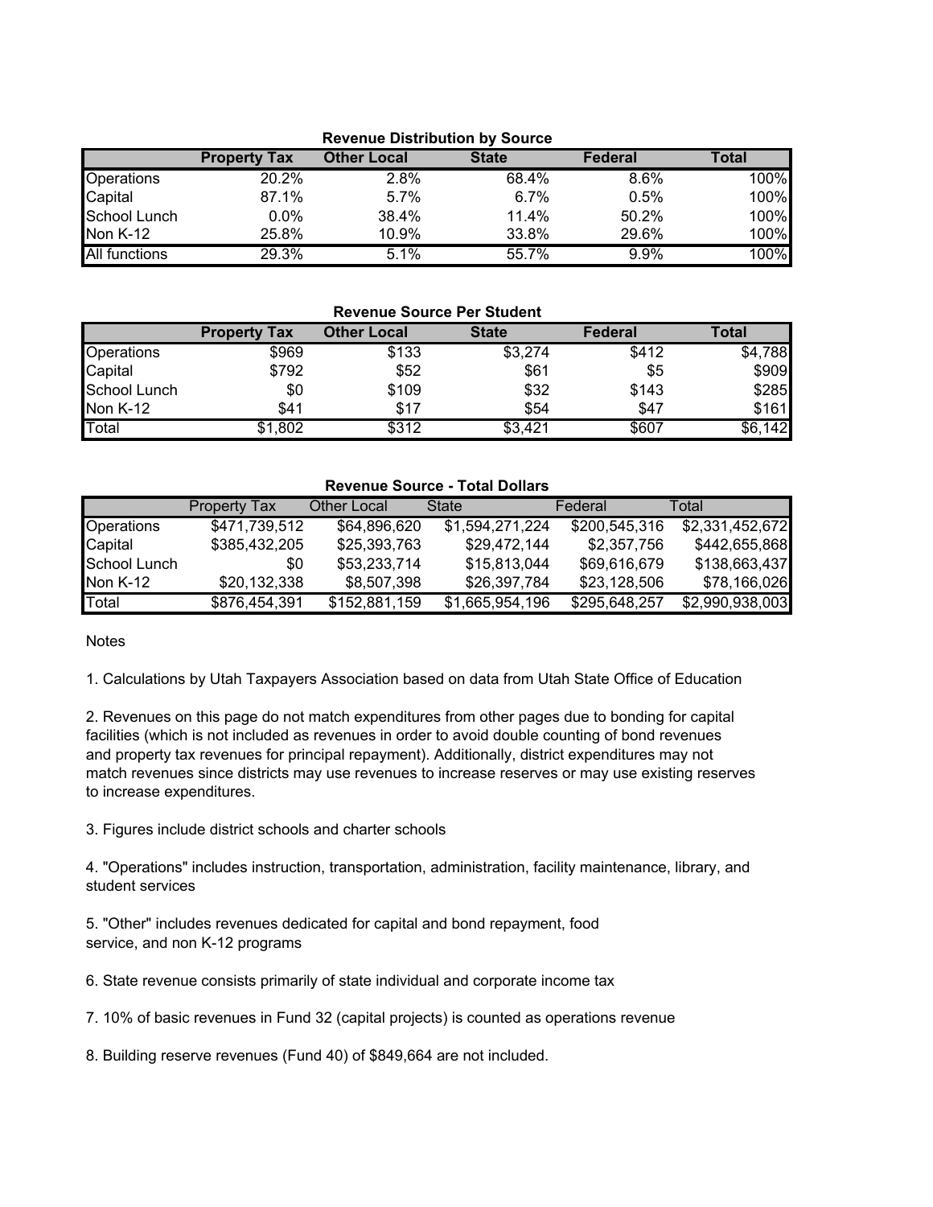**Revenue Distribution by Source**

| | Property Tax | Other Local | State | Federal | Total |
|---|---|---|---|---|---|
| Operations | 20.2% | 2.8% | 68.4% | 8.6% | 100% |
| Capital | 87.1% | 5.7% | 6.7% | 0.5% | 100% |
| School Lunch | 0.0% | 38.4% | 11.4% | 50.2% | 100% |
| Non K-12 | 25.8% | 10.9% | 33.8% | 29.6% | 100% |
| All functions | 29.3% | 5.1% | 55.7% | 9.9% | 100% |

**Revenue Source Per Student**

| | Property Tax | Other Local | State | Federal | Total |
|---|---|---|---|---|---|
| Operations | $969 | $133 | $3,274 | $412 | $4,788 |
| Capital | $792 | $52 | $61 | $5 | $909 |
| School Lunch | $0 | $109 | $32 | $143 | $285 |
| Non K-12 | $41 | $17 | $54 | $47 | $161 |
| Total | $1,802 | $312 | $3,421 | $607 | $6,142 |

**Revenue Source - Total Dollars**

| | Property Tax | Other Local | State | Federal | Total |
|---|---|---|---|---|---|
| Operations | $471,739,512 | $64,896,620 | $1,594,271,224 | $200,545,316 | $2,331,452,672 |
| Capital | $385,432,205 | $25,393,763 | $29,472,144 | $2,357,756 | $442,655,868 |
| School Lunch | $0 | $53,233,714 | $15,813,044 | $69,616,679 | $138,663,437 |
| Non K-12 | $20,132,338 | $8,507,398 | $26,397,784 | $23,128,506 | $78,166,026 |
| Total | $876,454,391 | $152,881,159 | $1,665,954,196 | $295,648,257 | $2,990,938,003 |

Notes

1. Calculations by Utah Taxpayers Association based on data from Utah State Office of Education

2. Revenues on this page do not match expenditures from other pages due to bonding for capital facilities (which is not included as revenues in order to avoid double counting of bond revenues and property tax revenues for principal repayment). Additionally, district expenditures may not match revenues since districts may use revenues to increase reserves or may use existing reserves to increase expenditures.

3. Figures include district schools and charter schools

4. "Operations" includes instruction, transportation, administration, facility maintenance, library, and student services

5. "Other" includes revenues dedicated for capital and bond repayment, food service, and non K-12 programs

6. State revenue consists primarily of state individual and corporate income tax

7. 10% of basic revenues in Fund 32 (capital projects) is counted as operations revenue

8. Building reserve revenues (Fund 40) of $849,664 are not included.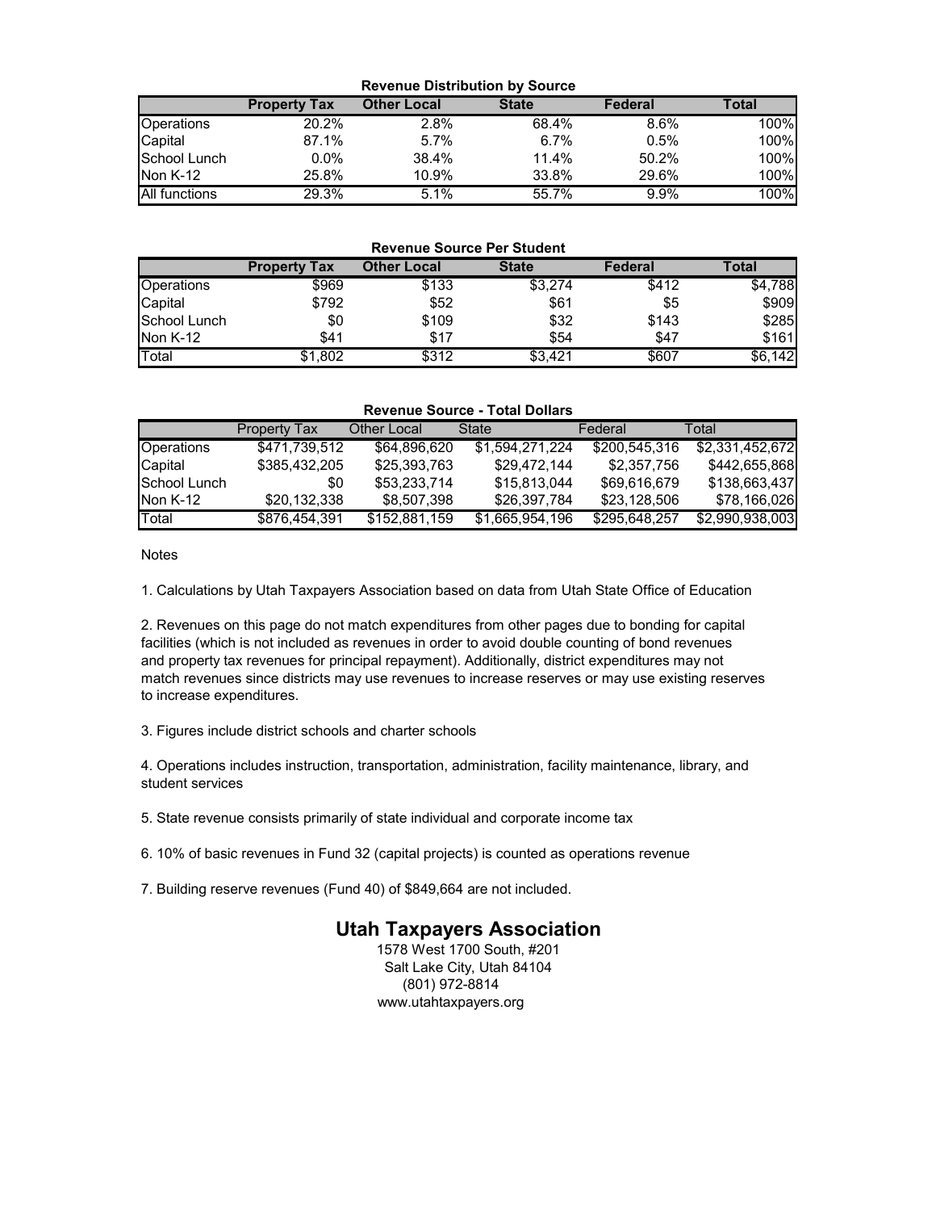### Revenue Distribution by Source

| | Property Tax | Other Local | State | Federal | Total |
|---|---|---|---|---|---|
| Operations | 20.2% | 2.8% | 68.4% | 8.6% | 100% |
| Capital | 87.1% | 5.7% | 6.7% | 0.5% | 100% |
| School Lunch | 0.0% | 38.4% | 11.4% | 50.2% | 100% |
| Non K-12 | 25.8% | 10.9% | 33.8% | 29.6% | 100% |
| All functions | 29.3% | 5.1% | 55.7% | 9.9% | 100% |

### Revenue Source Per Student

| | Property Tax | Other Local | State | Federal | Total |
|---|---|---|---|---|---|
| Operations | $969 | $133 | $3,274 | $412 | $4,788 |
| Capital | $792 | $52 | $61 | $5 | $909 |
| School Lunch | $0 | $109 | $32 | $143 | $285 |
| Non K-12 | $41 | $17 | $54 | $47 | $161 |
| Total | $1,802 | $312 | $3,421 | $607 | $6,142 |

### Revenue Source - Total Dollars

| | Property Tax | Other Local | State | Federal | Total |
|---|---|---|---|---|---|
| Operations | $471,739,512 | $64,896,620 | $1,594,271,224 | $200,545,316 | $2,331,452,672 |
| Capital | $385,432,205 | $25,393,763 | $29,472,144 | $2,357,756 | $442,655,868 |
| School Lunch | $0 | $53,233,714 | $15,813,044 | $69,616,679 | $138,663,437 |
| Non K-12 | $20,132,338 | $8,507,398 | $26,397,784 | $23,128,506 | $78,166,026 |
| Total | $876,454,391 | $152,881,159 | $1,665,954,196 | $295,648,257 | $2,990,938,003 |

Notes

1. Calculations by Utah Taxpayers Association based on data from Utah State Office of Education

2. Revenues on this page do not match expenditures from other pages due to bonding for capital facilities (which is not included as revenues in order to avoid double counting of bond revenues and property tax revenues for principal repayment). Additionally, district expenditures may not match revenues since districts may use revenues to increase reserves or may use existing reserves to increase expenditures.

3. Figures include district schools and charter schools

4. Operations includes instruction, transportation, administration, facility maintenance, library, and student services

5. State revenue consists primarily of state individual and corporate income tax

6. 10% of basic revenues in Fund 32 (capital projects) is counted as operations revenue

7. Building reserve revenues (Fund 40) of $849,664 are not included.

## Utah Taxpayers Association

1578 West 1700 South, #201
Salt Lake City, Utah 84104
(801) 972-8814
www.utahtaxpayers.org